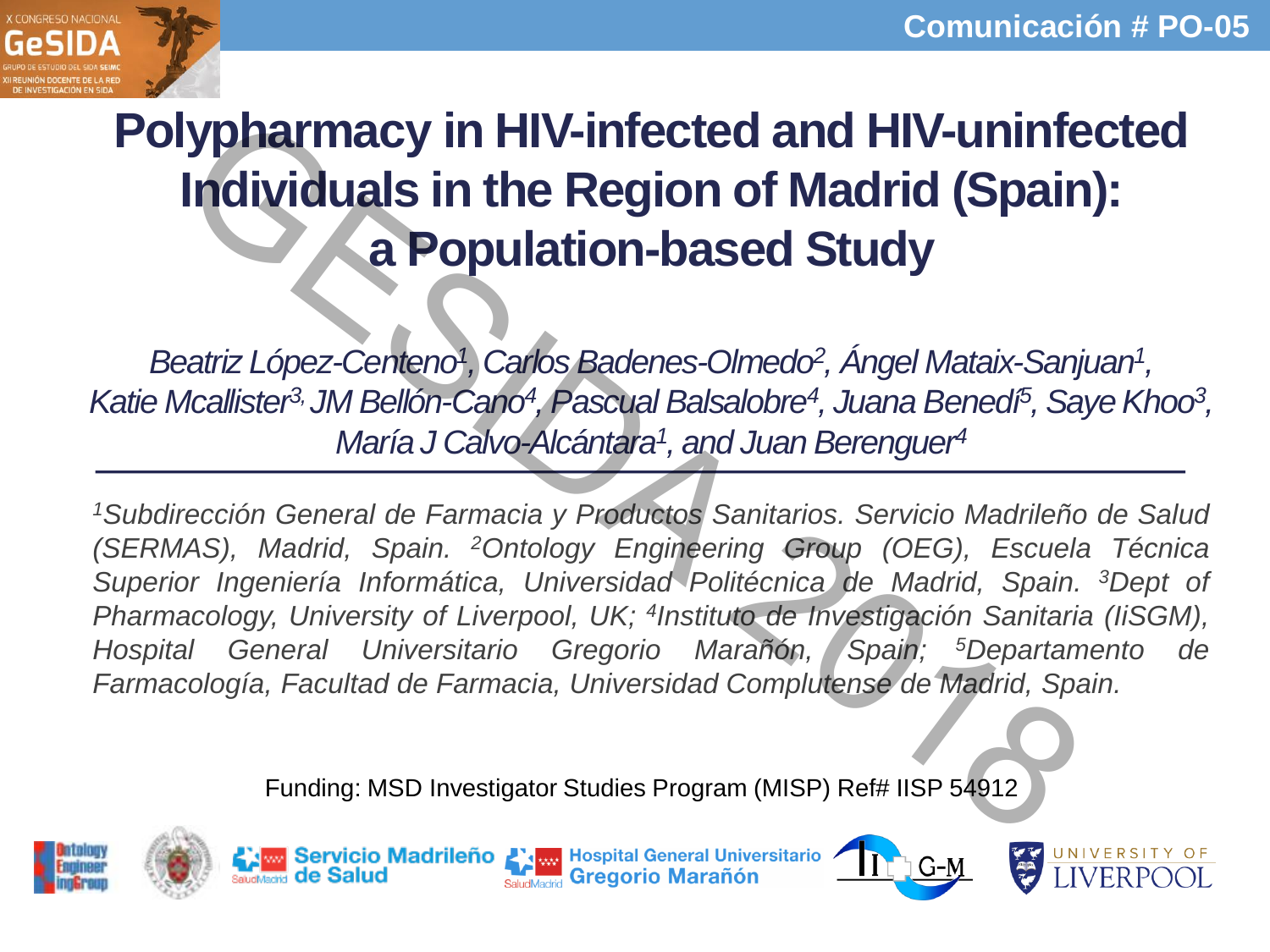# Polypharmacy in HIV-infected and HIV-uninfected Individuals in the Region of Madrid (Spain): a Population-based Study

*Beatriz López-Centeno[1], Carlos Badenes-Olmedo[2], Ángel Mataix-Sanjuan[1], Katie Mcallister[3], JM Bellón-Cano[4], Pascual Balsalobre[4], Juana Benedí[5], Saye Khoo[3], María J Calvo-Alcántara[1], and Juan Berenguer[4]*

*[1]Subdirección General de Farmacia y Productos Sanitarios. Servicio Madrileño de Salud (SERMAS), Madrid, Spain. [2]Ontology Engineering Group (OEG), Escuela Técnica Superior Ingeniería Informática, Universidad Politécnica de Madrid, Spain. [3]Dept of Pharmacology, University of Liverpool, UK; [4]Instituto de Investigación Sanitaria (IiSGM), Hospital General Universitario Gregorio Marañón, Spain; [5]Departamento de Farmacología, Facultad de Farmacia, Universidad Complutense de Madrid, Spain.*

Funding: MSD Investigator Studies Program (MISP) Ref# IISP 54912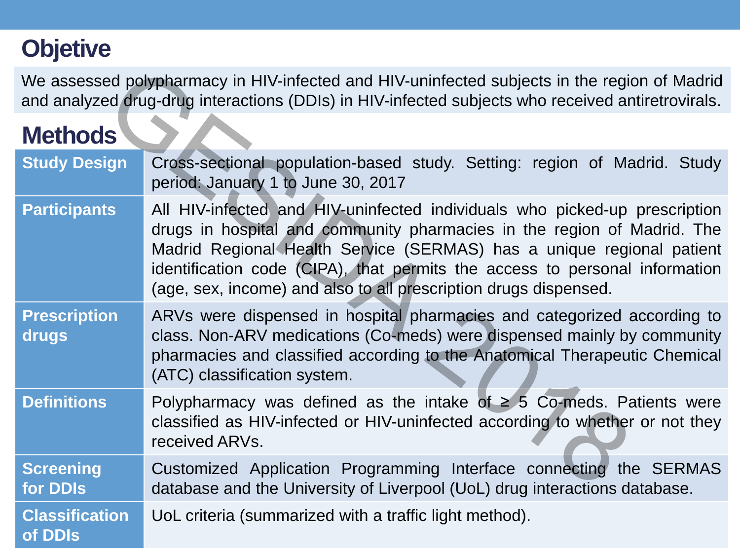## Objetive

We assessed polypharmacy in HIV-infected and HIV-uninfected subjects in the region of Madrid and analyzed drug-drug interactions (DDIs) in HIV-infected subjects who received antiretrovirals.

## Methods

| | |
|---|---|
| **Study Design** | Cross-sectional population-based study. Setting: region of Madrid. Study period: January 1 to June 30, 2017 |
| **Participants** | All HIV-infected and HIV-uninfected individuals who picked-up prescription drugs in hospital and community pharmacies in the region of Madrid. The Madrid Regional Health Service (SERMAS) has a unique regional patient identification code (CIPA), that permits the access to personal information (age, sex, income) and also to all prescription drugs dispensed. |
| **Prescription drugs** | ARVs were dispensed in hospital pharmacies and categorized according to class. Non-ARV medications (Co-meds) were dispensed mainly by community pharmacies and classified according to the Anatomical Therapeutic Chemical (ATC) classification system. |
| **Definitions** | Polypharmacy was defined as the intake of ≥ 5 Co-meds. Patients were classified as HIV-infected or HIV-uninfected according to whether or not they received ARVs. |
| **Screening for DDIs** | Customized Application Programming Interface connecting the SERMAS database and the University of Liverpool (UoL) drug interactions database. |
| **Classification of DDIs** | UoL criteria (summarized with a traffic light method). |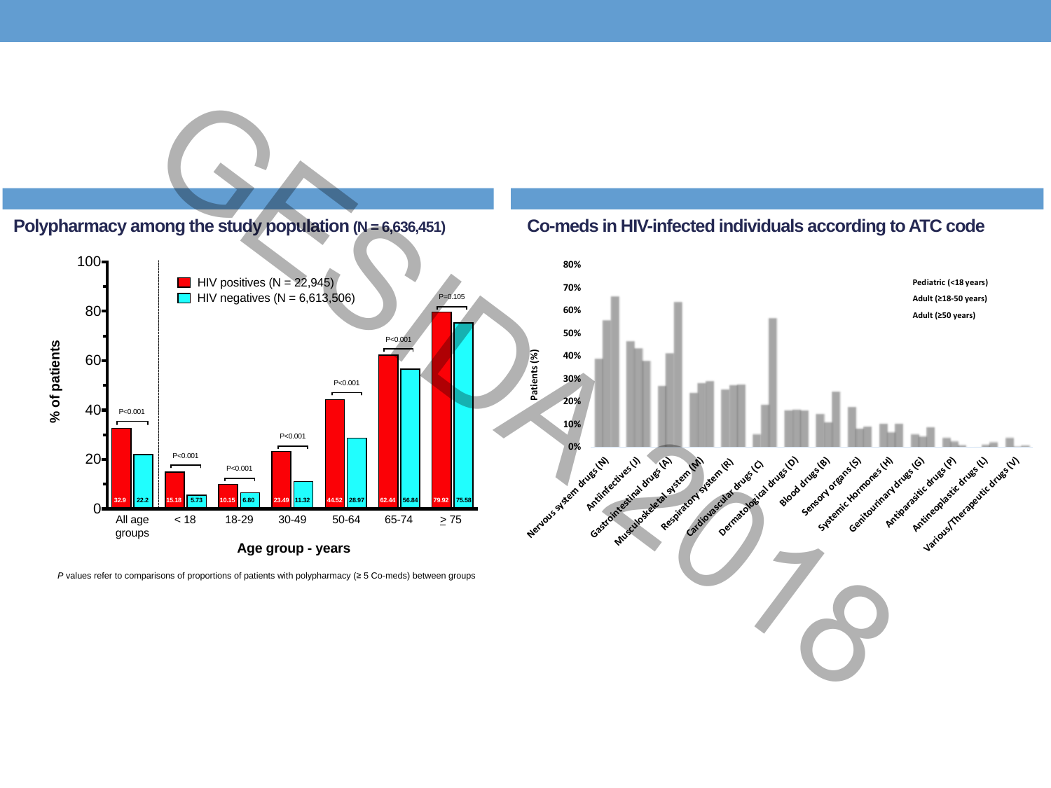## Polypharmacy among the study population (N = 6,636,451)

| Age group - years | HIV positives (N = 22,945) % of patients | HIV negatives (N = 6,613,506) % of patients | P |
|---|---|---|---|
| All age groups | 32.9 | 22.2 | P<0.001 |
| < 18 | 15.18 | 5.73 | P<0.001 |
| 18-29 | 10.15 | 6.80 | P<0.001 |
| 30-49 | 23.49 | 11.32 | P<0.001 |
| 50-64 | 44.52 | 28.97 | P<0.001 |
| 65-74 | 62.44 | 56.84 | P<0.001 |
| ≥ 75 | 79.92 | 75.58 | P=0.105 |

*P* values refer to comparisons of proportions of patients with polypharmacy (≥ 5 Co-meds) between groups

## Co-meds in HIV-infected individuals according to ATC code

Patients (%) by ATC code for Pediatric (<18 years), Adult (≥18-50 years), Adult (≥50 years):

Nervous system drugs (N), Antiinfectives (J), Gastrointestinal drugs (A), Musculoskeletal system (M), Respiratory system (R), Cardiovascular drugs (C), Dermatological drugs (D), Blood drugs (B), Sensory organs (S), Systemic Hormones (H), Genitourinary drugs (G), Antiparasitic drugs (P), Antineoplastic drugs (L), Various/Therapeutic drugs (V)

GESIDA 2018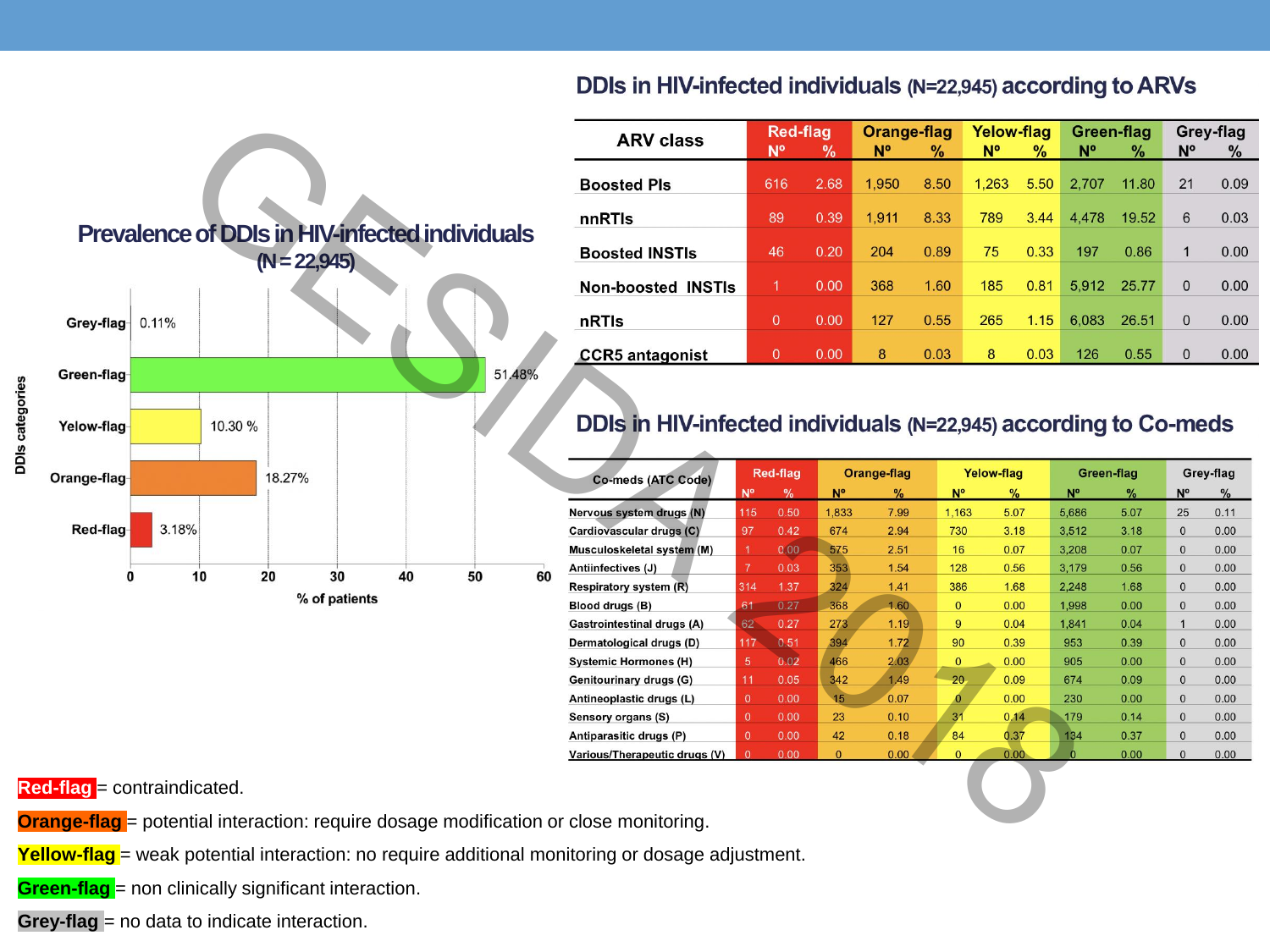## Prevalence of DDIs in HIV-infected individuals (N = 22,945)

| DDIs categories | % of patients |
|---|---|
| Grey-flag | 0.11% |
| Green-flag | 51.48% |
| Yelow-flag | 10.30 % |
| Orange-flag | 18.27% |
| Red-flag | 3.18% |

## DDIs in HIV-infected individuals (N=22,945) according to ARVs

| ARV class | Red-flag | | Orange-flag | | Yelow-flag | | Green-flag | | Grey-flag | |
|---|---|---|---|---|---|---|---|---|---|---|
| | Nº | % | Nº | % | Nº | % | Nº | % | Nº | % |
| Boosted PIs | 616 | 2.68 | 1,950 | 8.50 | 1,263 | 5.50 | 2,707 | 11.80 | 21 | 0.09 |
| nnRTIs | 89 | 0.39 | 1,911 | 8.33 | 789 | 3.44 | 4,478 | 19.52 | 6 | 0.03 |
| Boosted INSTIs | 46 | 0.20 | 204 | 0.89 | 75 | 0.33 | 197 | 0.86 | 1 | 0.00 |
| Non-boosted INSTIs | 1 | 0.00 | 368 | 1.60 | 185 | 0.81 | 5,912 | 25.77 | 0 | 0.00 |
| nRTIs | 0 | 0.00 | 127 | 0.55 | 265 | 1.15 | 6,083 | 26.51 | 0 | 0.00 |
| CCR5 antagonist | 0 | 0.00 | 8 | 0.03 | 8 | 0.03 | 126 | 0.55 | 0 | 0.00 |

## DDIs in HIV-infected individuals (N=22,945) according to Co-meds

| Co-meds (ATC Code) | Red-flag | | Orange-flag | | Yelow-flag | | Green-flag | | Grey-flag | |
|---|---|---|---|---|---|---|---|---|---|---|
| | Nº | % | Nº | % | Nº | % | Nº | % | Nº | % |
| Nervous system drugs (N) | 115 | 0.50 | 1,833 | 7.99 | 1,163 | 5.07 | 5,686 | 5.07 | 25 | 0.11 |
| Cardiovascular drugs (C) | 97 | 0.42 | 674 | 2.94 | 730 | 3.18 | 3,512 | 3.18 | 0 | 0.00 |
| Musculoskeletal system (M) | 1 | 0.00 | 575 | 2.51 | 16 | 0.07 | 3,208 | 0.07 | 0 | 0.00 |
| Antiinfectives (J) | 7 | 0.03 | 353 | 1.54 | 128 | 0.56 | 3,179 | 0.56 | 0 | 0.00 |
| Respiratory system (R) | 314 | 1.37 | 324 | 1.41 | 386 | 1.68 | 2,248 | 1.68 | 0 | 0.00 |
| Blood drugs (B) | 61 | 0.27 | 368 | 1.60 | 0 | 0.00 | 1,998 | 0.00 | 0 | 0.00 |
| Gastrointestinal drugs (A) | 62 | 0.27 | 273 | 1.19 | 9 | 0.04 | 1,841 | 0.04 | 1 | 0.00 |
| Dermatological drugs (D) | 117 | 0.51 | 394 | 1.72 | 90 | 0.39 | 953 | 0.39 | 0 | 0.00 |
| Systemic Hormones (H) | 5 | 0.02 | 466 | 2.03 | 0 | 0.00 | 905 | 0.00 | 0 | 0.00 |
| Genitourinary drugs (G) | 11 | 0.05 | 342 | 1.49 | 20 | 0.09 | 674 | 0.09 | 0 | 0.00 |
| Antineoplastic drugs (L) | 0 | 0.00 | 15 | 0.07 | 0 | 0.00 | 230 | 0.00 | 0 | 0.00 |
| Sensory organs (S) | 0 | 0.00 | 23 | 0.10 | 31 | 0.14 | 179 | 0.14 | 0 | 0.00 |
| Antiparasitic drugs (P) | 0 | 0.00 | 42 | 0.18 | 84 | 0.37 | 134 | 0.37 | 0 | 0.00 |
| Various/Therapeutic drugs (V) | 0 | 0.00 | 0 | 0.00 | 0 | 0.00 | 0 | 0.00 | 0 | 0.00 |

**Red-flag** = contraindicated.

**Orange-flag** = potential interaction: require dosage modification or close monitoring.

**Yellow-flag** = weak potential interaction: no require additional monitoring or dosage adjustment.

**Green-flag** = non clinically significant interaction.

**Grey-flag** = no data to indicate interaction.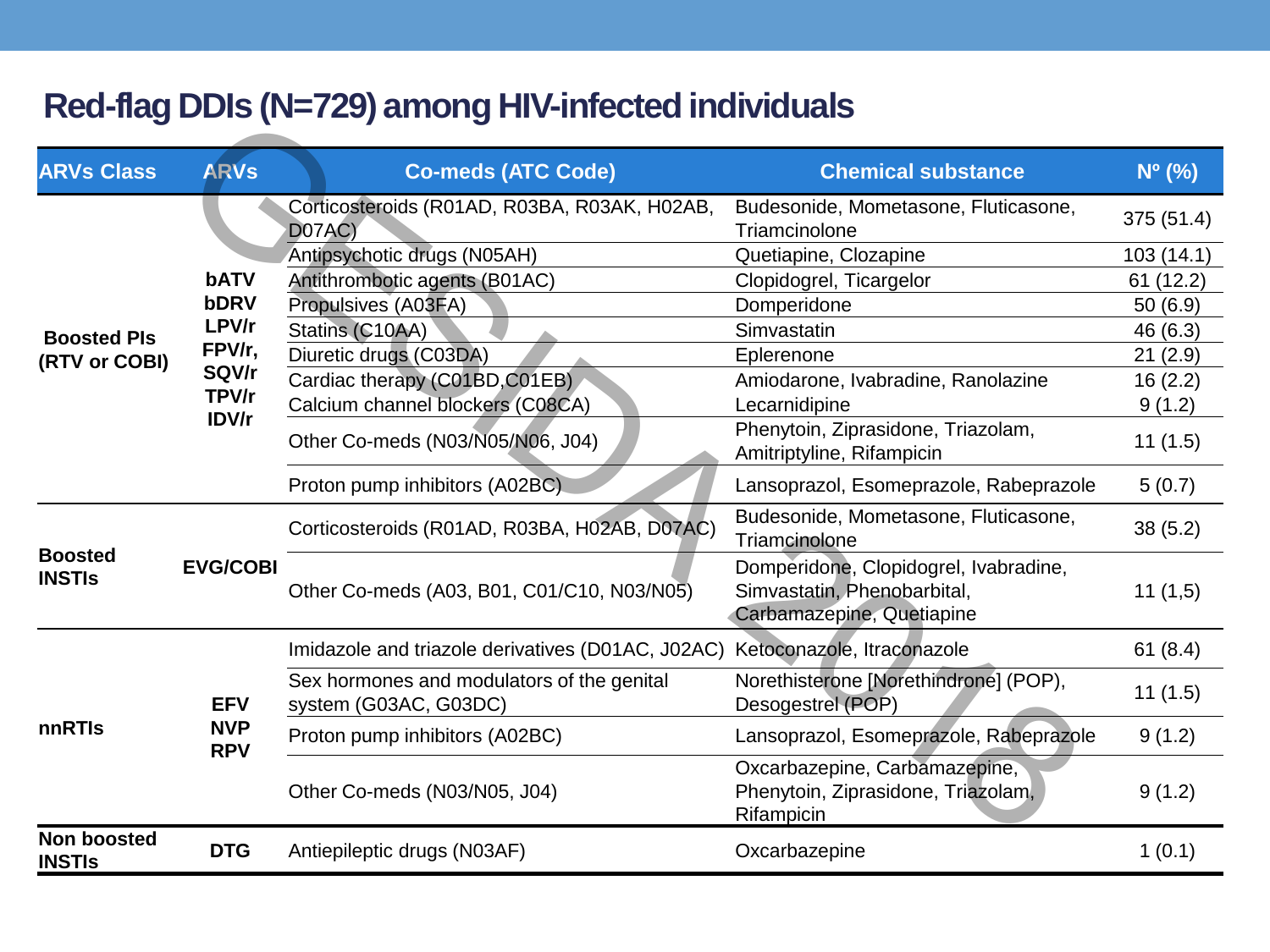## Red-flag DDIs (N=729) among HIV-infected individuals

| ARVs Class | ARVs | Co-meds (ATC Code) | Chemical substance | Nº (%) |
|---|---|---|---|---|
| Boosted PIs (RTV or COBI) | bATV bDRV LPV/r FPV/r, SQV/r TPV/r IDV/r | Corticosteroids (R01AD, R03BA, R03AK, H02AB, D07AC) | Budesonide, Mometasone, Fluticasone, Triamcinolone | 375 (51.4) |
| | | Antipsychotic drugs (N05AH) | Quetiapine, Clozapine | 103 (14.1) |
| | | Antithrombotic agents (B01AC) | Clopidogrel, Ticargelor | 61 (12.2) |
| | | Propulsives (A03FA) | Domperidone | 50 (6.9) |
| | | Statins (C10AA) | Simvastatin | 46 (6.3) |
| | | Diuretic drugs (C03DA) | Eplerenone | 21 (2.9) |
| | | Cardiac therapy (C01BD,C01EB) | Amiodarone, Ivabradine, Ranolazine | 16 (2.2) |
| | | Calcium channel blockers (C08CA) | Lecarnidipine | 9 (1.2) |
| | | Other Co-meds (N03/N05/N06, J04) | Phenytoin, Ziprasidone, Triazolam, Amitriptyline, Rifampicin | 11 (1.5) |
| | | Proton pump inhibitors (A02BC) | Lansoprazol, Esomeprazole, Rabeprazole | 5 (0.7) |
| Boosted INSTIs | EVG/COBI | Corticosteroids (R01AD, R03BA, H02AB, D07AC) | Budesonide, Mometasone, Fluticasone, Triamcinolone | 38 (5.2) |
| | | Other Co-meds (A03, B01, C01/C10, N03/N05) | Domperidone, Clopidogrel, Ivabradine, Simvastatin, Phenobarbital, Carbamazepine, Quetiapine | 11 (1,5) |
| nnRTIs | EFV NVP RPV | Imidazole and triazole derivatives (D01AC, J02AC) | Ketoconazole, Itraconazole | 61 (8.4) |
| | | Sex hormones and modulators of the genital system (G03AC, G03DC) | Norethisterone [Norethindrone] (POP), Desogestrel (POP) | 11 (1.5) |
| | | Proton pump inhibitors (A02BC) | Lansoprazol, Esomeprazole, Rabeprazole | 9 (1.2) |
| | | Other Co-meds (N03/N05, J04) | Oxcarbazepine, Carbamazepine, Phenytoin, Ziprasidone, Triazolam, Rifampicin | 9 (1.2) |
| Non boosted INSTIs | DTG | Antiepileptic drugs (N03AF) | Oxcarbazepine | 1 (0.1) |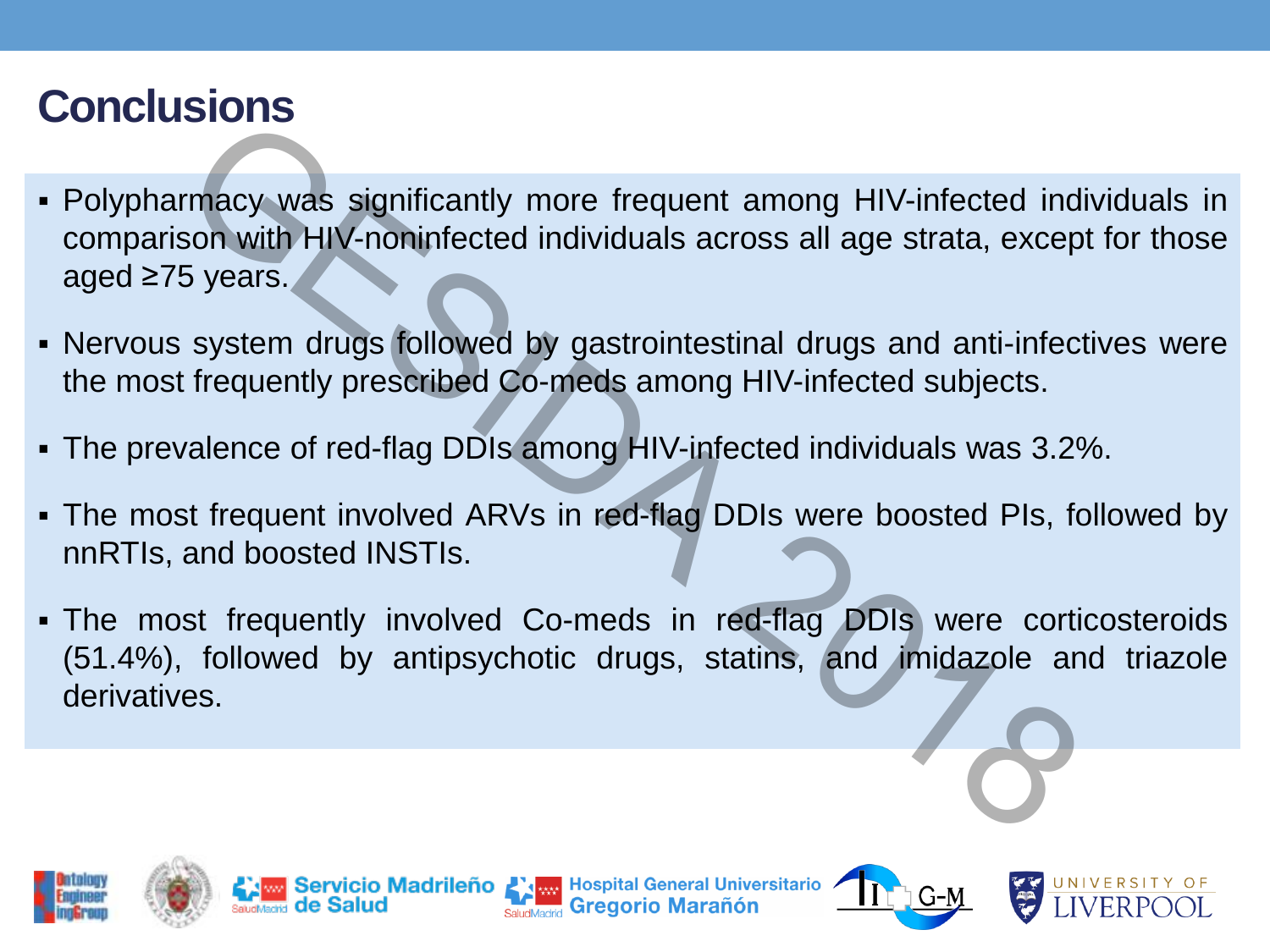# Conclusions

- Polypharmacy was significantly more frequent among HIV-infected individuals in comparison with HIV-noninfected individuals across all age strata, except for those aged ≥75 years.
- Nervous system drugs followed by gastrointestinal drugs and anti-infectives were the most frequently prescribed Co-meds among HIV-infected subjects.
- The prevalence of red-flag DDIs among HIV-infected individuals was 3.2%.
- The most frequent involved ARVs in red-flag DDIs were boosted PIs, followed by nnRTIs, and boosted INSTIs.
- The most frequently involved Co-meds in red-flag DDIs were corticosteroids (51.4%), followed by antipsychotic drugs, statins, and imidazole and triazole derivatives.